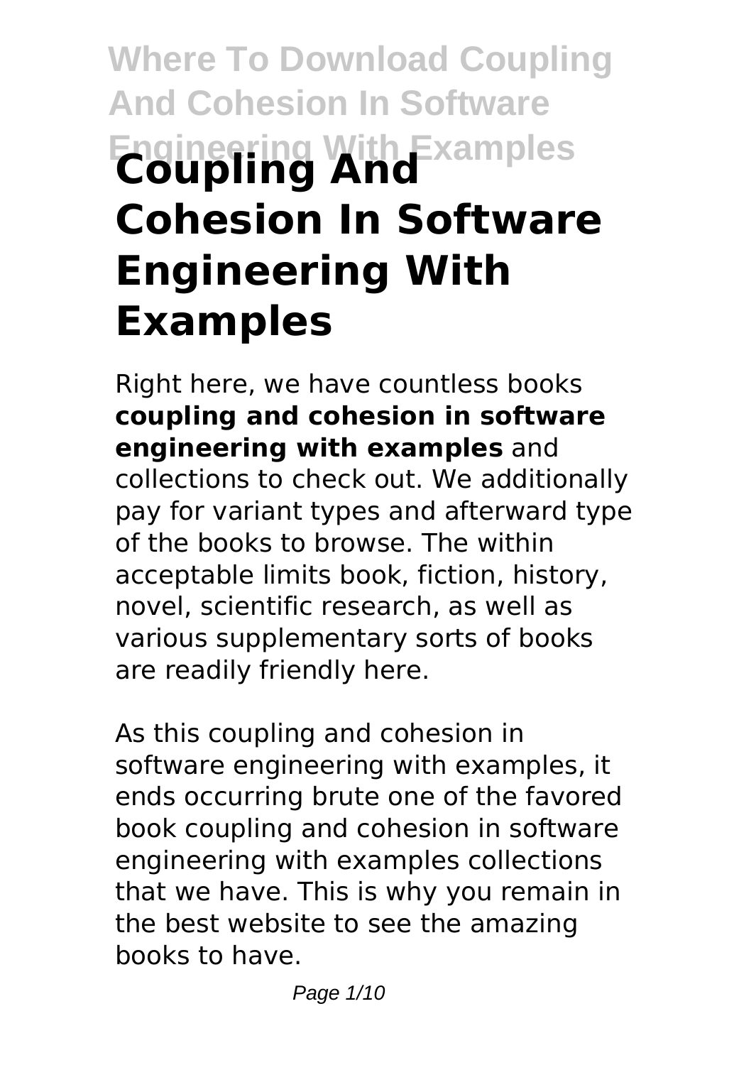# Coupling And Cohesion In Software Engineering With Examples

Right here, we have countless books **coupling and cohesion in software engineering with examples** and collections to check out. We additionally pay for variant types and afterward type of the books to browse. The within acceptable limits book, fiction, history, novel, scientific research, as well as various supplementary sorts of books are readily friendly here.

As this coupling and cohesion in software engineering with examples, it ends occurring brute one of the favored book coupling and cohesion in software engineering with examples collections that we have. This is why you remain in the best website to see the amazing books to have.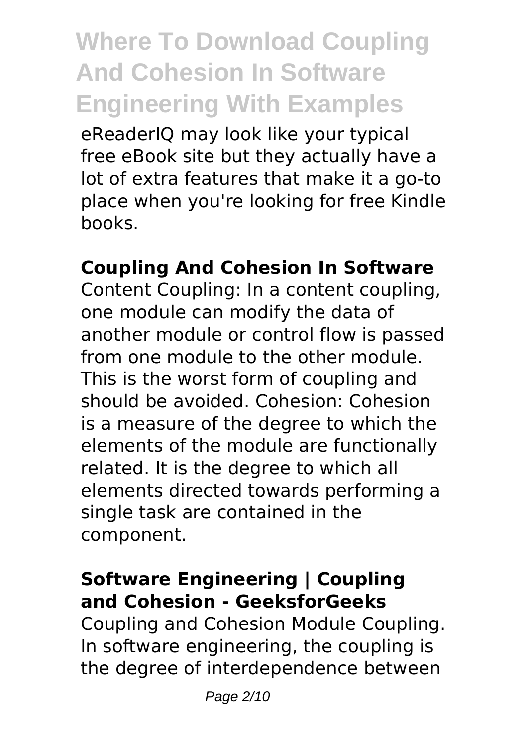eReaderIQ may look like your typical free eBook site but they actually have a lot of extra features that make it a go-to place when you're looking for free Kindle books.

## Coupling And Cohesion In Software

Content Coupling: In a content coupling, one module can modify the data of another module or control flow is passed from one module to the other module. This is the worst form of coupling and should be avoided. Cohesion: Cohesion is a measure of the degree to which the elements of the module are functionally related. It is the degree to which all elements directed towards performing a single task are contained in the component.

## Software Engineering | Coupling and Cohesion - GeeksforGeeks

Coupling and Cohesion Module Coupling. In software engineering, the coupling is the degree of interdependence between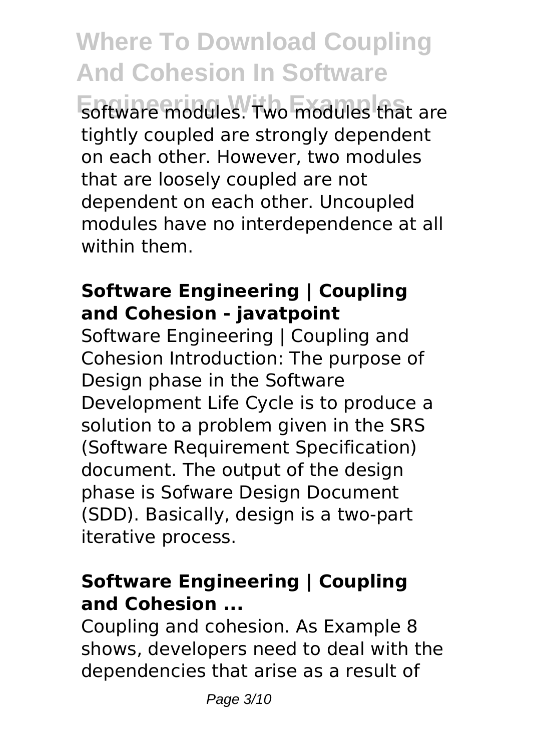software modules. Two modules that are tightly coupled are strongly dependent on each other. However, two modules that are loosely coupled are not dependent on each other. Uncoupled modules have no interdependence at all within them.

### Software Engineering | Coupling and Cohesion - javatpoint

Software Engineering | Coupling and Cohesion Introduction: The purpose of Design phase in the Software Development Life Cycle is to produce a solution to a problem given in the SRS (Software Requirement Specification) document. The output of the design phase is Sofware Design Document (SDD). Basically, design is a two-part iterative process.

### Software Engineering | Coupling and Cohesion ...

Coupling and cohesion. As Example 8 shows, developers need to deal with the dependencies that arise as a result of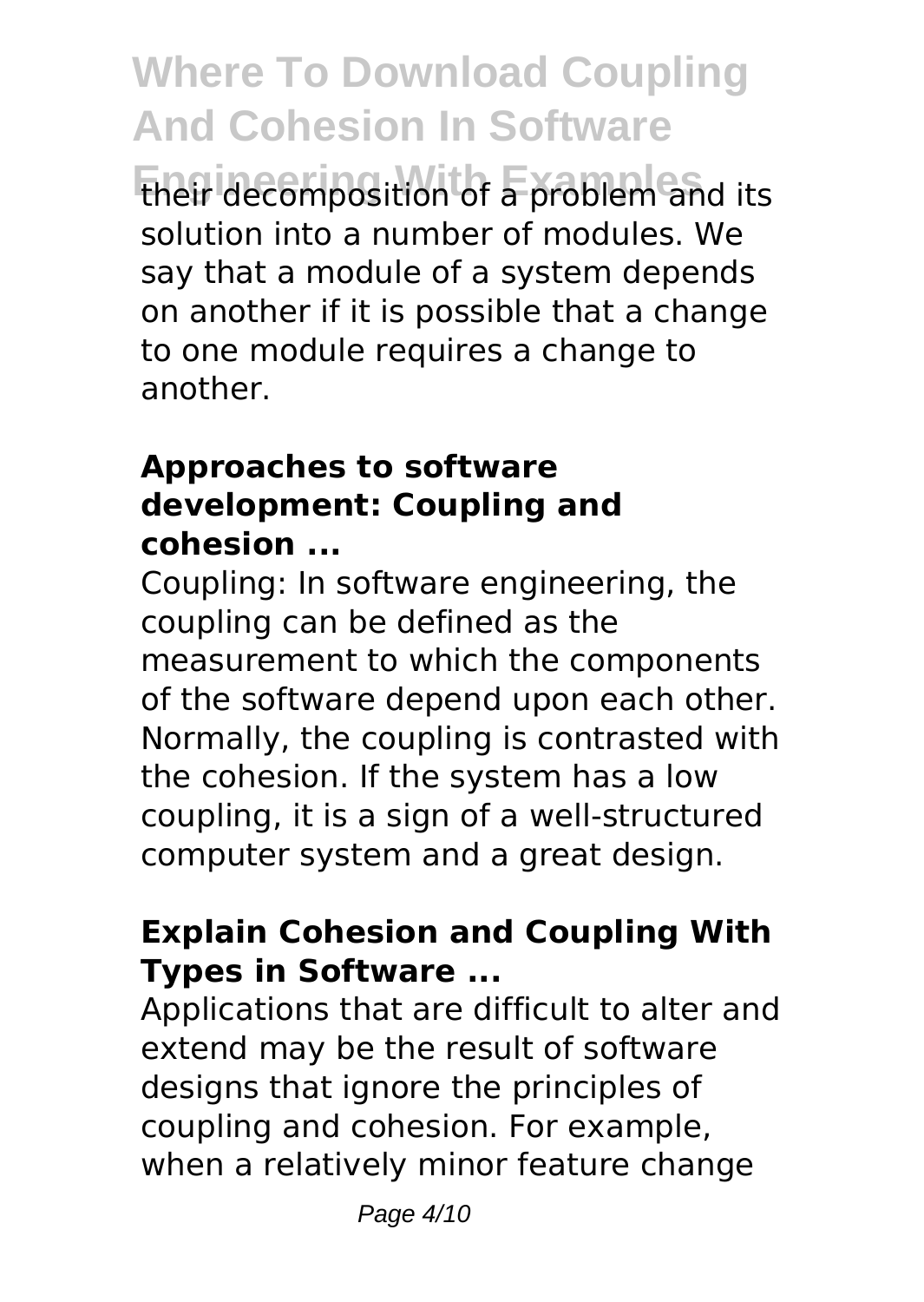their decomposition of a problem and its solution into a number of modules. We say that a module of a system depends on another if it is possible that a change to one module requires a change to another.

### Approaches to software development: Coupling and cohesion ...

Coupling: In software engineering, the coupling can be defined as the measurement to which the components of the software depend upon each other. Normally, the coupling is contrasted with the cohesion. If the system has a low coupling, it is a sign of a well-structured computer system and a great design.

### Explain Cohesion and Coupling With Types in Software ...

Applications that are difficult to alter and extend may be the result of software designs that ignore the principles of coupling and cohesion. For example, when a relatively minor feature change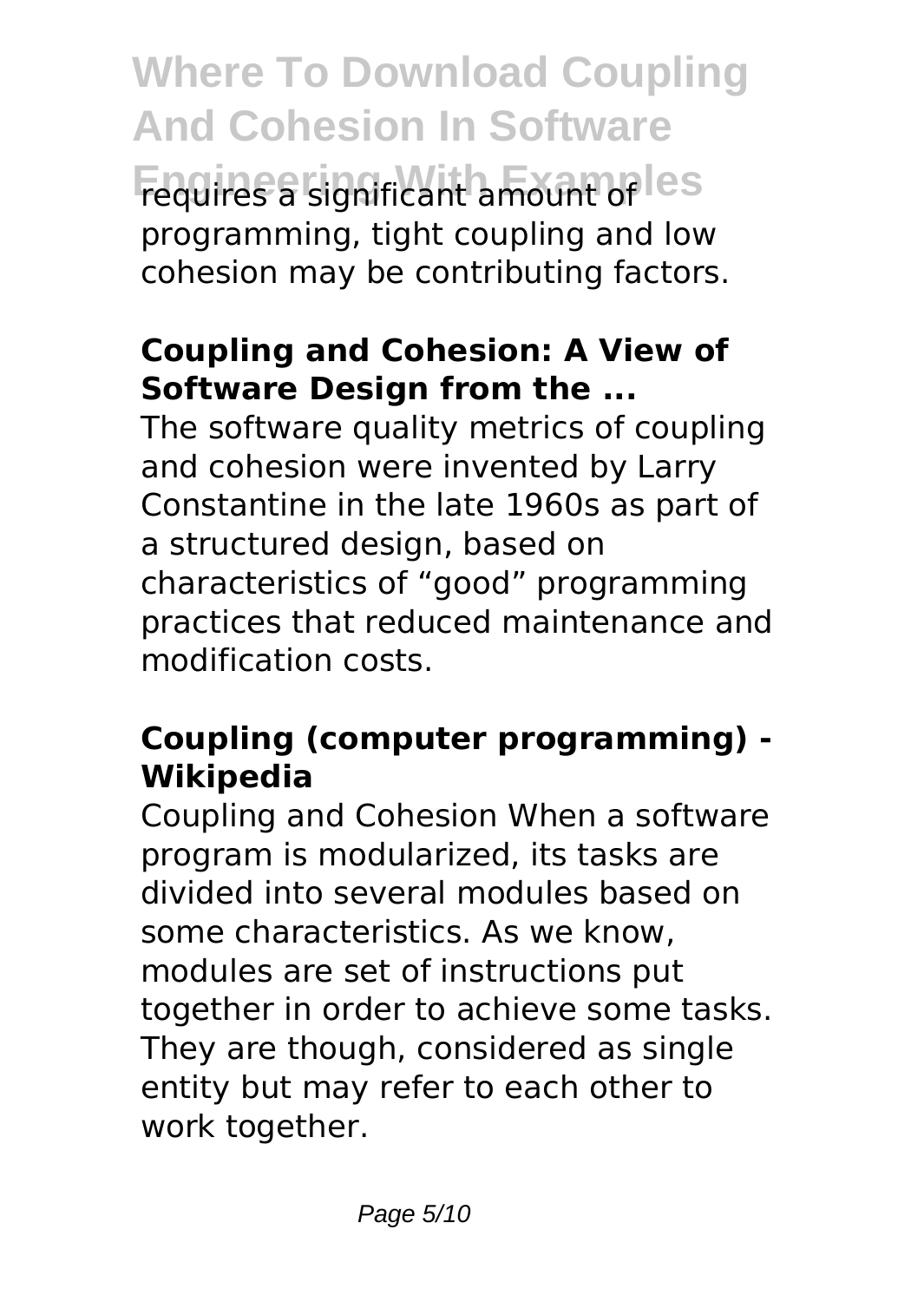requires a significant amount of programming, tight coupling and low cohesion may be contributing factors.

### Coupling and Cohesion: A View of Software Design from the ...

The software quality metrics of coupling and cohesion were invented by Larry Constantine in the late 1960s as part of a structured design, based on characteristics of "good" programming practices that reduced maintenance and modification costs.

### Coupling (computer programming) - Wikipedia

Coupling and Cohesion When a software program is modularized, its tasks are divided into several modules based on some characteristics. As we know, modules are set of instructions put together in order to achieve some tasks. They are though, considered as single entity but may refer to each other to work together.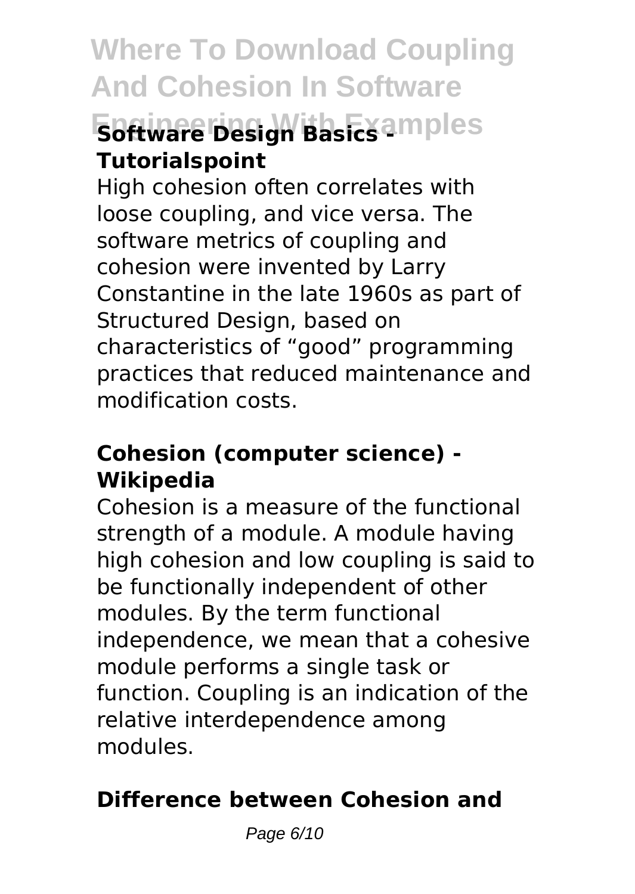### Software Design Basics - Tutorialspoint

High cohesion often correlates with loose coupling, and vice versa. The software metrics of coupling and cohesion were invented by Larry Constantine in the late 1960s as part of Structured Design, based on characteristics of "good" programming practices that reduced maintenance and modification costs.

### Cohesion (computer science) - Wikipedia

Cohesion is a measure of the functional strength of a module. A module having high cohesion and low coupling is said to be functionally independent of other modules. By the term functional independence, we mean that a cohesive module performs a single task or function. Coupling is an indication of the relative interdependence among modules.

### Difference between Cohesion and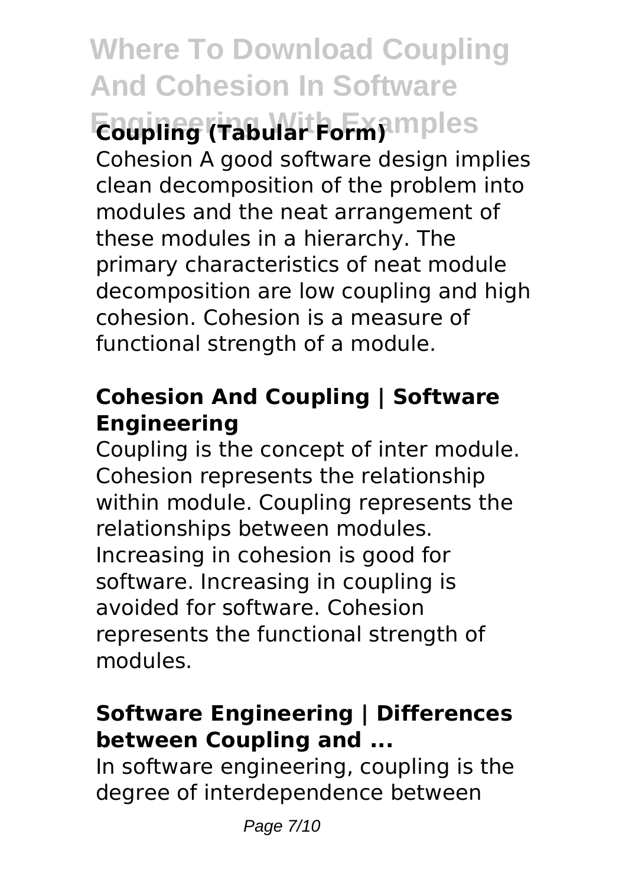### Coupling (Tabular Form)

Cohesion A good software design implies clean decomposition of the problem into modules and the neat arrangement of these modules in a hierarchy. The primary characteristics of neat module decomposition are low coupling and high cohesion. Cohesion is a measure of functional strength of a module.

### Cohesion And Coupling | Software Engineering

Coupling is the concept of inter module. Cohesion represents the relationship within module. Coupling represents the relationships between modules. Increasing in cohesion is good for software. Increasing in coupling is avoided for software. Cohesion represents the functional strength of modules.

### Software Engineering | Differences between Coupling and ...

In software engineering, coupling is the degree of interdependence between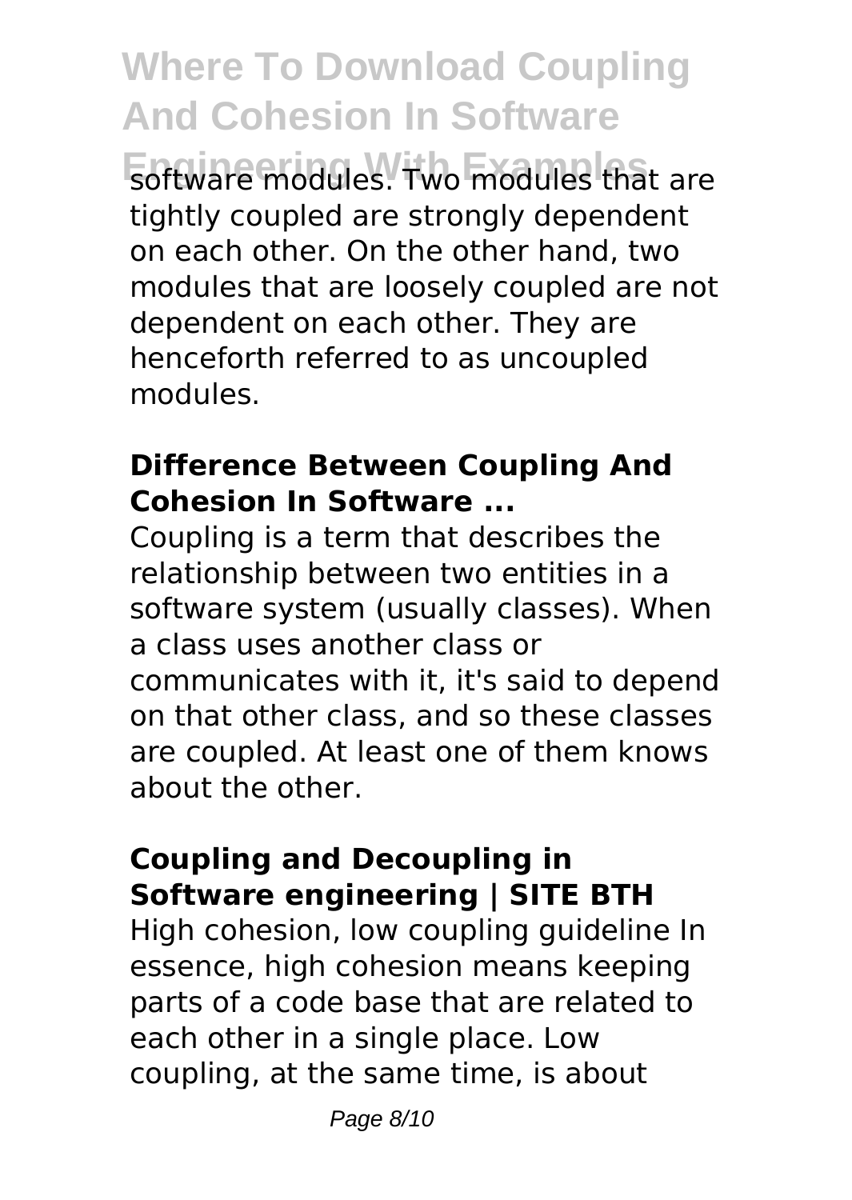software modules. Two modules that are tightly coupled are strongly dependent on each other. On the other hand, two modules that are loosely coupled are not dependent on each other. They are henceforth referred to as uncoupled modules.

### Difference Between Coupling And Cohesion In Software ...

Coupling is a term that describes the relationship between two entities in a software system (usually classes). When a class uses another class or communicates with it, it's said to depend on that other class, and so these classes are coupled. At least one of them knows about the other.

### Coupling and Decoupling in Software engineering | SITE BTH

High cohesion, low coupling guideline In essence, high cohesion means keeping parts of a code base that are related to each other in a single place. Low coupling, at the same time, is about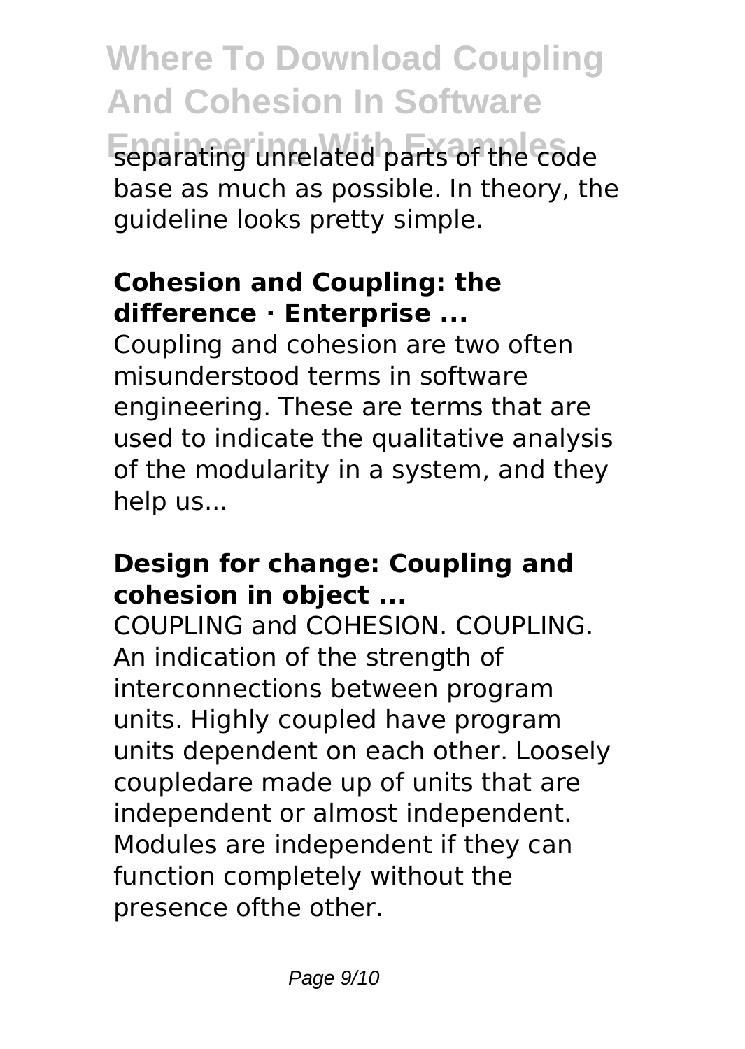separating unrelated parts of the code base as much as possible. In theory, the guideline looks pretty simple.

### Cohesion and Coupling: the difference · Enterprise ...

Coupling and cohesion are two often misunderstood terms in software engineering. These are terms that are used to indicate the qualitative analysis of the modularity in a system, and they help us...

### Design for change: Coupling and cohesion in object ...

COUPLING and COHESION. COUPLING. An indication of the strength of interconnections between program units. Highly coupled have program units dependent on each other. Loosely coupledare made up of units that are independent or almost independent. Modules are independent if they can function completely without the presence ofthe other.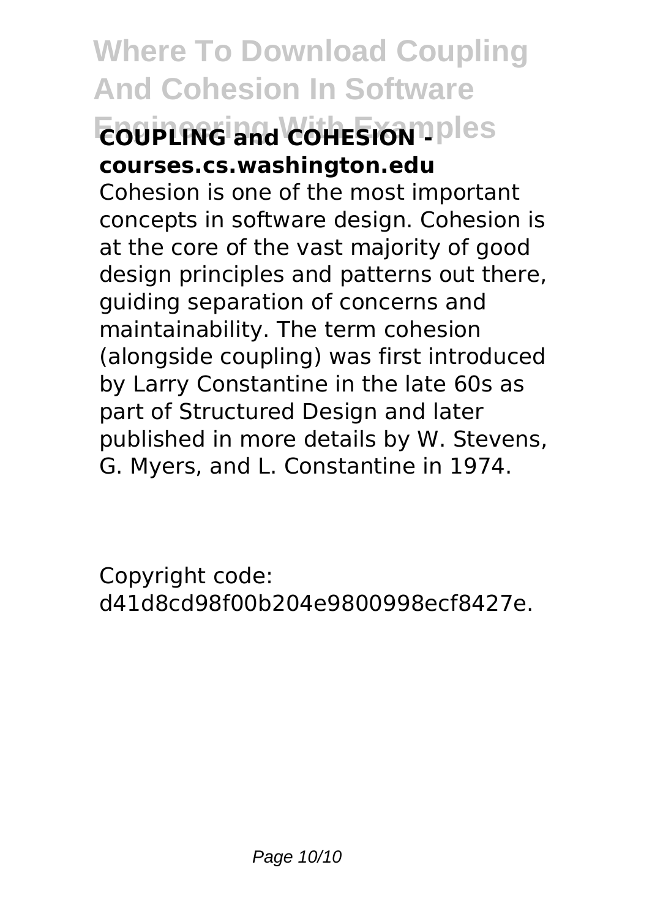**COUPLING and COHESION - courses.cs.washington.edu**

Cohesion is one of the most important concepts in software design. Cohesion is at the core of the vast majority of good design principles and patterns out there, guiding separation of concerns and maintainability. The term cohesion (alongside coupling) was first introduced by Larry Constantine in the late 60s as part of Structured Design and later published in more details by W. Stevens, G. Myers, and L. Constantine in 1974.

Copyright code: d41d8cd98f00b204e9800998ecf8427e.